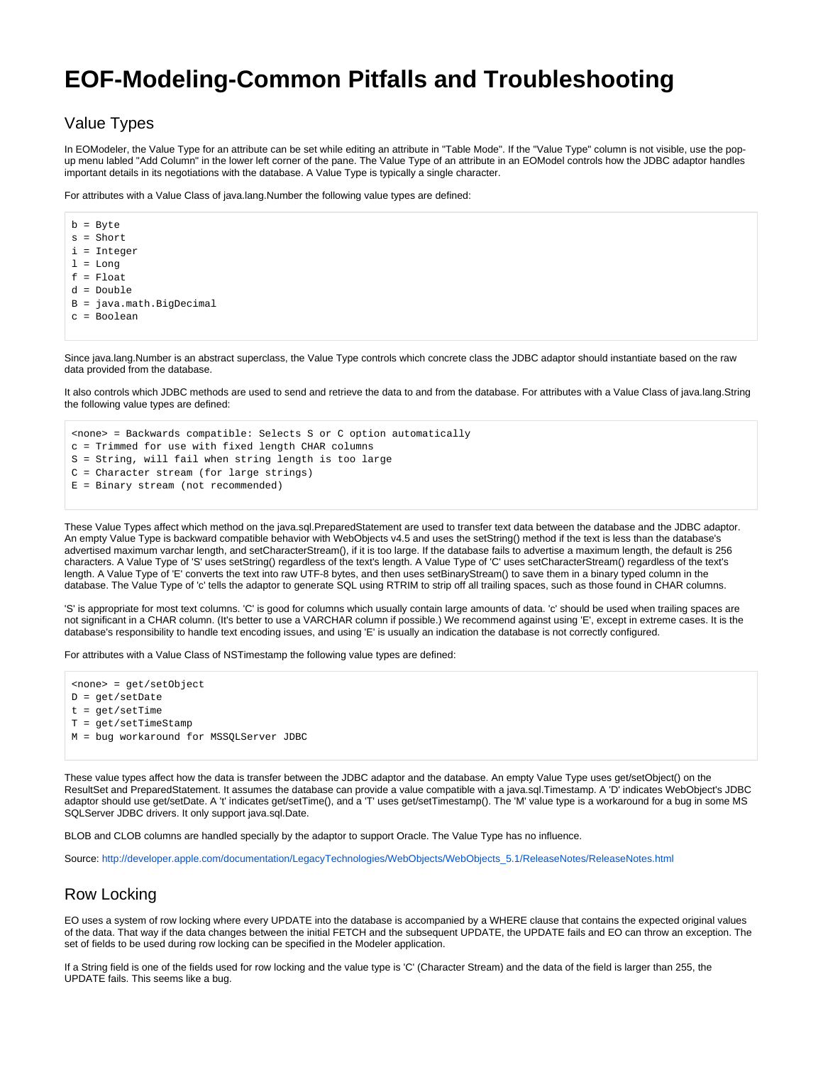# EOF-Modeling-Common Pitfalls and Troubleshooting

## Value Types

In EOModeler, the Value Type for an attribute can be set while editing an attribute in "Table Mode". If the "Value Type" column is not visible, use the pop-up menu labled "Add Column" in the lower left corner of the pane. The Value Type of an attribute in an EOModel controls how the JDBC adaptor handles important details in its negotiations with the database. A Value Type is typically a single character.

For attributes with a Value Class of java.lang.Number the following value types are defined:

```
b = Byte
s = Short
i = Integer
l = Long
f = Float
d = Double
B = java.math.BigDecimal
c = Boolean
```

Since java.lang.Number is an abstract superclass, the Value Type controls which concrete class the JDBC adaptor should instantiate based on the raw data provided from the database.

It also controls which JDBC methods are used to send and retrieve the data to and from the database. For attributes with a Value Class of java.lang.String the following value types are defined:

```
<none> = Backwards compatible: Selects S or C option automatically
c = Trimmed for use with fixed length CHAR columns
S = String, will fail when string length is too large
C = Character stream (for large strings)
E = Binary stream (not recommended)
```

These Value Types affect which method on the java.sql.PreparedStatement are used to transfer text data between the database and the JDBC adaptor. An empty Value Type is backward compatible behavior with WebObjects v4.5 and uses the setString() method if the text is less than the database's advertised maximum varchar length, and setCharacterStream(), if it is too large. If the database fails to advertise a maximum length, the default is 256 characters. A Value Type of 'S' uses setString() regardless of the text's length. A Value Type of 'C' uses setCharacterStream() regardless of the text's length. A Value Type of 'E' converts the text into raw UTF-8 bytes, and then uses setBinaryStream() to save them in a binary typed column in the database. The Value Type of 'c' tells the adaptor to generate SQL using RTRIM to strip off all trailing spaces, such as those found in CHAR columns.

'S' is appropriate for most text columns. 'C' is good for columns which usually contain large amounts of data. 'c' should be used when trailing spaces are not significant in a CHAR column. (It's better to use a VARCHAR column if possible.) We recommend against using 'E', except in extreme cases. It is the database's responsibility to handle text encoding issues, and using 'E' is usually an indication the database is not correctly configured.

For attributes with a Value Class of NSTimestamp the following value types are defined:

```
<none> = get/setObject
D = get/setDate
t = get/setTime
T = get/setTimeStamp
M = bug workaround for MSSQLServer JDBC
```

These value types affect how the data is transfer between the JDBC adaptor and the database. An empty Value Type uses get/setObject() on the ResultSet and PreparedStatement. It assumes the database can provide a value compatible with a java.sql.Timestamp. A 'D' indicates WebObject's JDBC adaptor should use get/setDate. A 't' indicates get/setTime(), and a 'T' uses get/setTimestamp(). The 'M' value type is a workaround for a bug in some MS SQLServer JDBC drivers. It only support java.sql.Date.

BLOB and CLOB columns are handled specially by the adaptor to support Oracle. The Value Type has no influence.

Source: http://developer.apple.com/documentation/LegacyTechnologies/WebObjects/WebObjects_5.1/ReleaseNotes/ReleaseNotes.html

## Row Locking

EO uses a system of row locking where every UPDATE into the database is accompanied by a WHERE clause that contains the expected original values of the data. That way if the data changes between the initial FETCH and the subsequent UPDATE, the UPDATE fails and EO can throw an exception. The set of fields to be used during row locking can be specified in the Modeler application.

If a String field is one of the fields used for row locking and the value type is 'C' (Character Stream) and the data of the field is larger than 255, the UPDATE fails. This seems like a bug.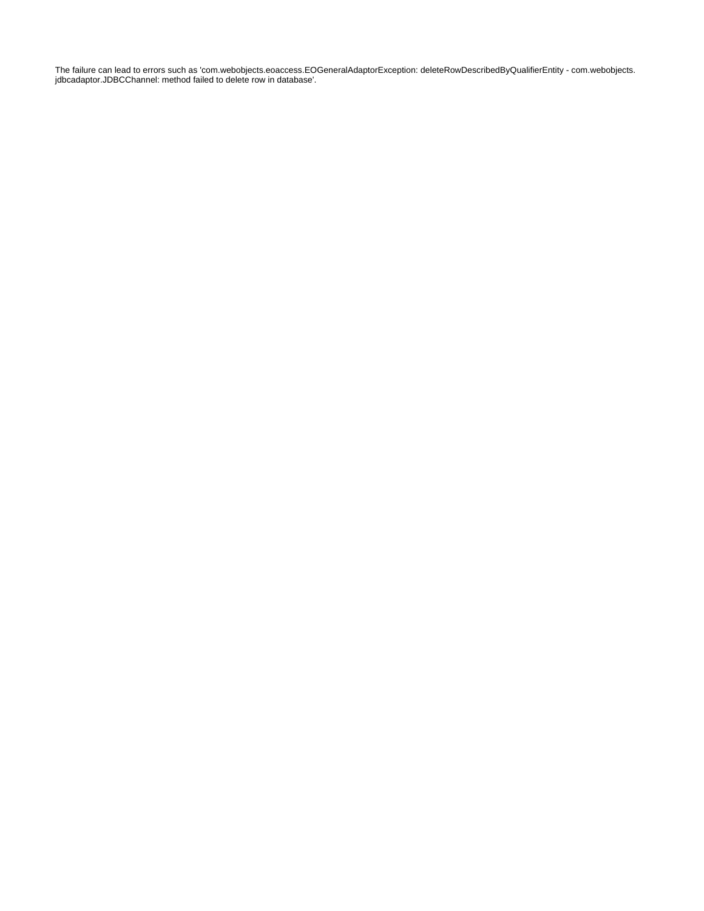The failure can lead to errors such as 'com.webobjects.eoaccess.EOGeneralAdaptorException: deleteRowDescribedByQualifierEntity - com.webobjects.jdbcadaptor.JDBCChannel: method failed to delete row in database'.